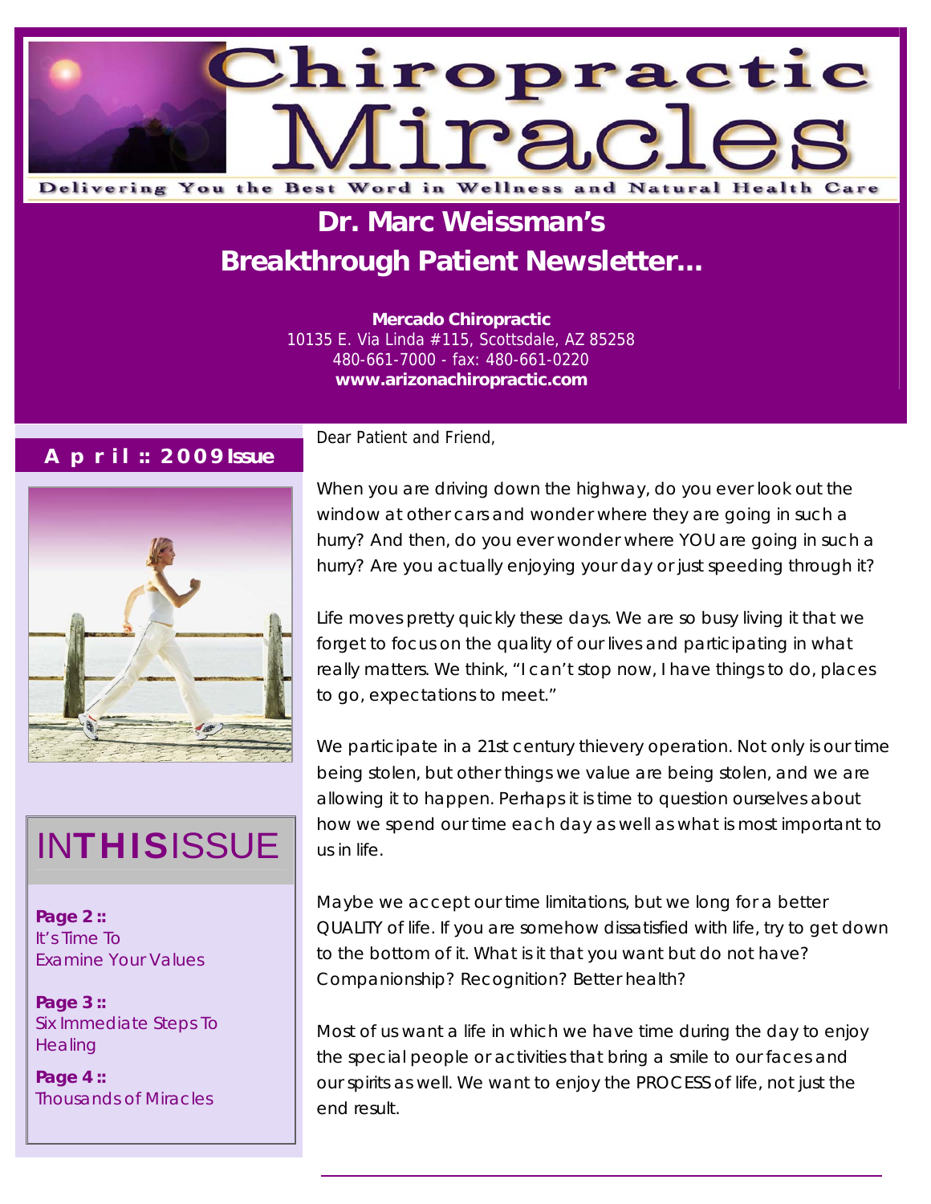# Chiropractic Miracles

Delivering You the Best Word in Wellness and Natural Health Care

## Dr. Marc Weissman's Breakthrough Patient Newsletter...

**Mercado Chiropractic**
10135 E. Via Linda #115, Scottsdale, AZ 85258
480-661-7000 - fax: 480-661-0220
**www.arizonachiropractic.com**

**April :: 2009 Issue**

## IN THIS ISSUE

**Page 2 ::** It's Time To Examine Your Values

**Page 3 ::** Six Immediate Steps To Healing

**Page 4 ::** Thousands of Miracles

Dear Patient and Friend,

When you are driving down the highway, do you ever look out the window at other cars and wonder where they are going in such a hurry? And then, do you ever wonder where YOU are going in such a hurry? Are you actually enjoying your day or just speeding through it?

Life moves pretty quickly these days. We are so busy living it that we forget to focus on the quality of our lives and participating in what really matters. We think, "I can't stop now, I have things to do, places to go, expectations to meet."

We participate in a 21st century thievery operation. Not only is our time being stolen, but other things we value are being stolen, and we are allowing it to happen. Perhaps it is time to question ourselves about how we spend our time each day as well as what is most important to us in life.

Maybe we accept our time limitations, but we long for a better QUALITY of life. If you are somehow dissatisfied with life, try to get down to the bottom of it. What is it that you want but do not have? Companionship? Recognition? Better health?

Most of us want a life in which we have time during the day to enjoy the special people or activities that bring a smile to our faces and our spirits as well. We want to enjoy the PROCESS of life, not just the end result.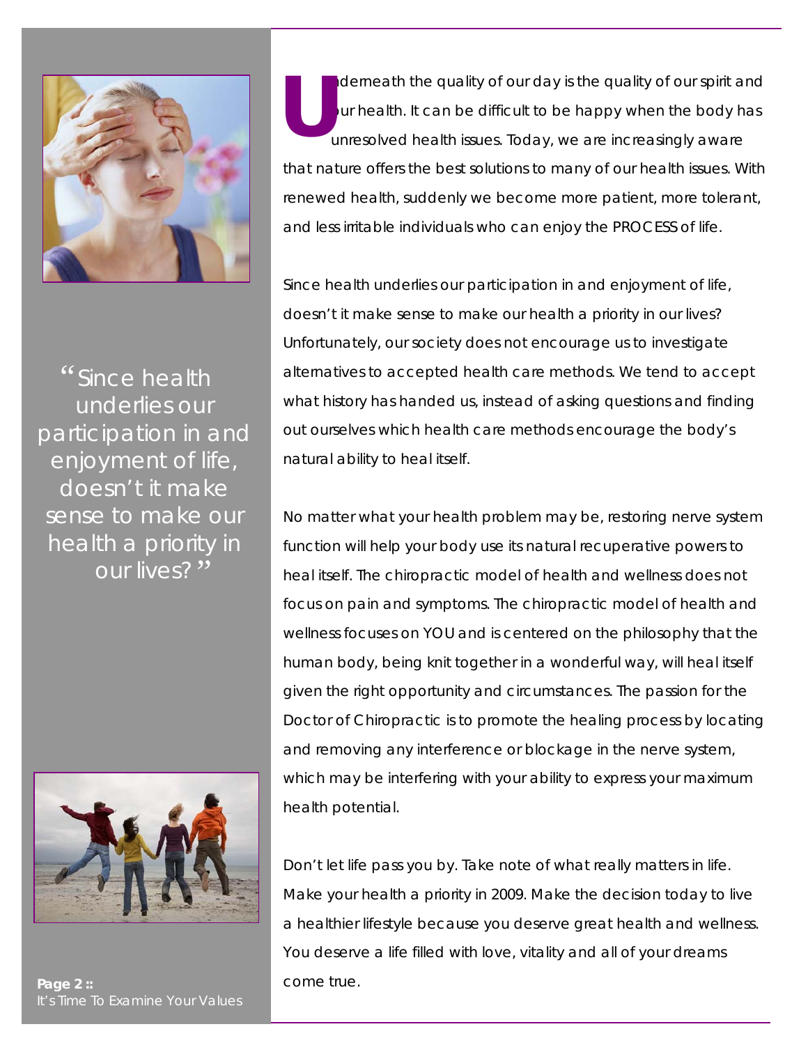> "Since health underlies our participation in and enjoyment of life, doesn't it make sense to make our health a priority in our lives?"

Underneath the quality of our day is the quality of our spirit and our health. It can be difficult to be happy when the body has unresolved health issues. Today, we are increasingly aware that nature offers the best solutions to many of our health issues. With renewed health, suddenly we become more patient, more tolerant, and less irritable individuals who can enjoy the PROCESS of life.

Since health underlies our participation in and enjoyment of life, doesn't it make sense to make our health a priority in our lives? Unfortunately, our society does not encourage us to investigate alternatives to accepted health care methods. We tend to accept what history has handed us, instead of asking questions and finding out ourselves which health care methods encourage the body's natural ability to heal itself.

No matter what your health problem may be, restoring nerve system function will help your body use its natural recuperative powers to heal itself. The chiropractic model of health and wellness does not focus on pain and symptoms. The chiropractic model of health and wellness focuses on YOU and is centered on the philosophy that the human body, being knit together in a wonderful way, will heal itself given the right opportunity and circumstances. The passion for the Doctor of Chiropractic is to promote the healing process by locating and removing any interference or blockage in the nerve system, which may be interfering with your ability to express your maximum health potential.

Don't let life pass you by. Take note of what really matters in life. Make your health a priority in 2009. Make the decision today to live a healthier lifestyle because you deserve great health and wellness. You deserve a life filled with love, vitality and all of your dreams come true.

**Page 2 ::**
It's Time To Examine Your Values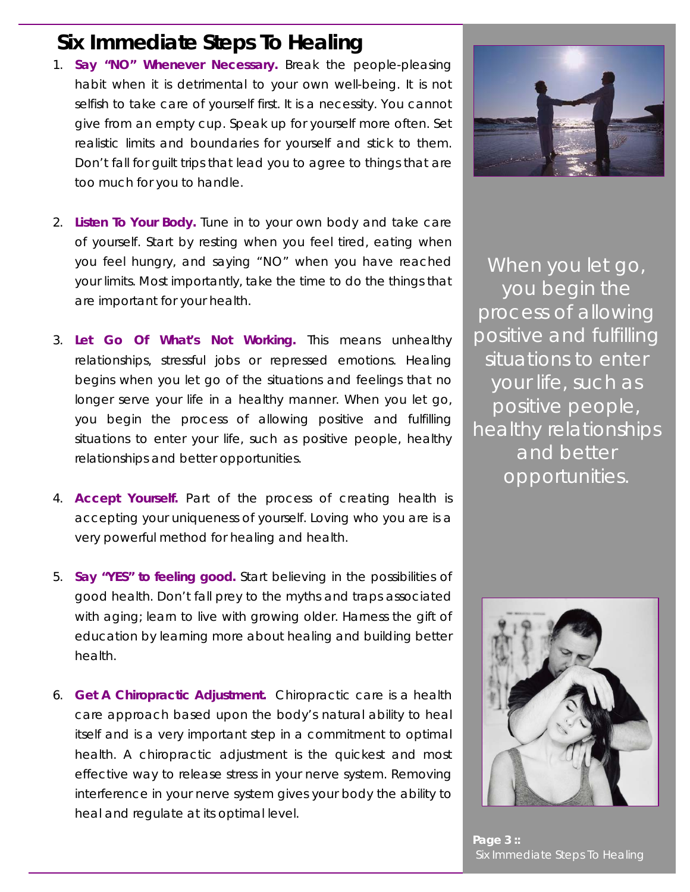# Six Immediate Steps To Healing

1. **Say "NO" Whenever Necessary.** Break the people-pleasing habit when it is detrimental to your own well-being. It is not selfish to take care of yourself first. It is a necessity. You cannot give from an empty cup. Speak up for yourself more often. Set realistic limits and boundaries for yourself and stick to them. Don't fall for guilt trips that lead you to agree to things that are too much for you to handle.

2. **Listen To Your Body.** Tune in to your own body and take care of yourself. Start by resting when you feel tired, eating when you feel hungry, and saying "NO" when you have reached your limits. Most importantly, take the time to do the things that are important for your health.

3. **Let Go Of What's Not Working.** This means unhealthy relationships, stressful jobs or repressed emotions. Healing begins when you let go of the situations and feelings that no longer serve your life in a healthy manner. When you let go, you begin the process of allowing positive and fulfilling situations to enter your life, such as positive people, healthy relationships and better opportunities.

4. **Accept Yourself.** Part of the process of creating health is accepting your uniqueness of yourself. Loving who you are is a very powerful method for healing and health.

5. **Say "YES" to feeling good.** Start believing in the possibilities of good health. Don't fall prey to the myths and traps associated with aging; learn to live with growing older. Harness the gift of education by learning more about healing and building better health.

6. **Get A Chiropractic Adjustment.** Chiropractic care is a health care approach based upon the body's natural ability to heal itself and is a very important step in a commitment to optimal health. A chiropractic adjustment is the quickest and most effective way to release stress in your nerve system. Removing interference in your nerve system gives your body the ability to heal and regulate at its optimal level.

When you let go, you begin the process of allowing positive and fulfilling situations to enter your life, such as positive people, healthy relationships and better opportunities.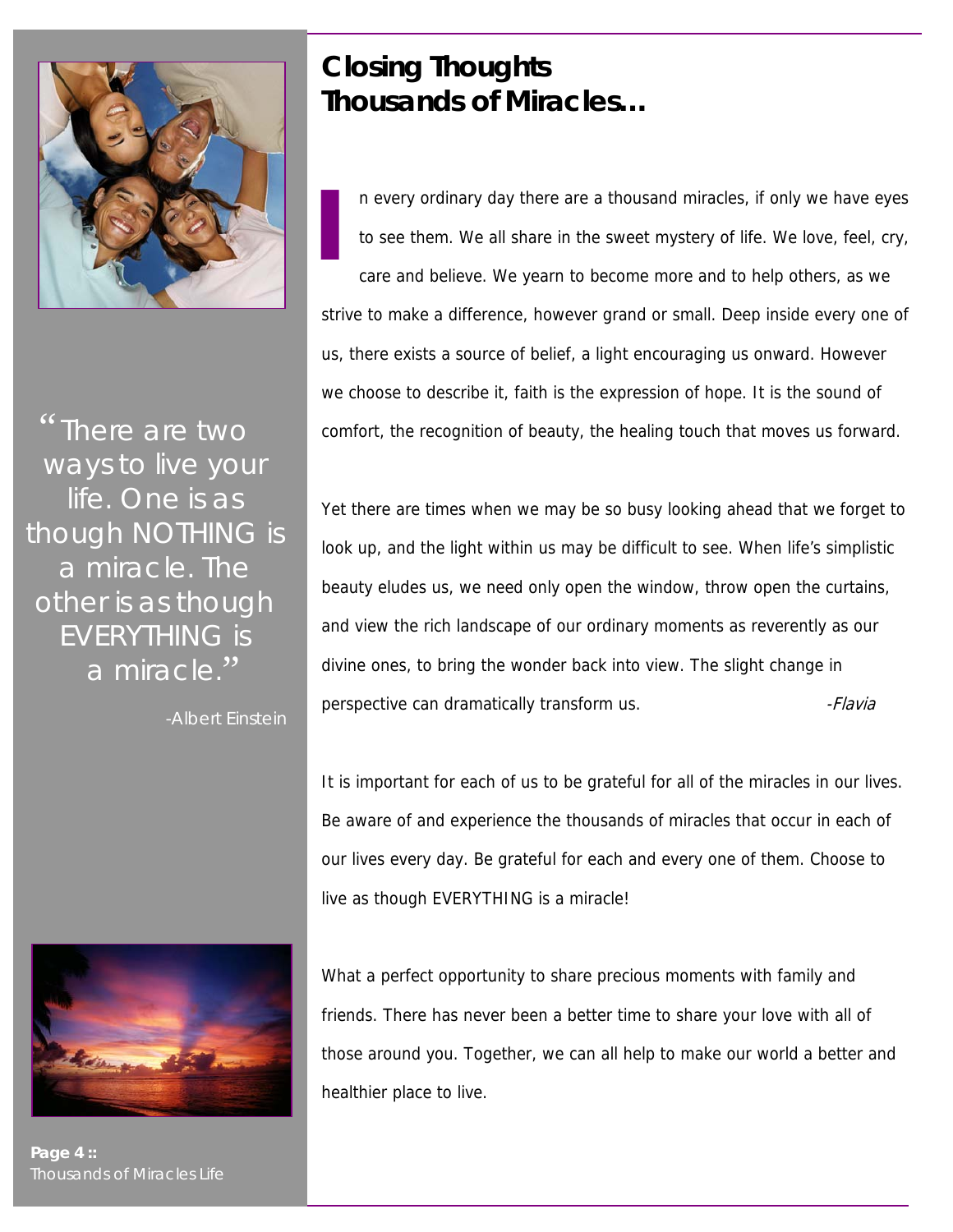## Closing Thoughts
## Thousands of Miracles…

In every ordinary day there are a thousand miracles, if only we have eyes to see them. We all share in the sweet mystery of life. We love, feel, cry, care and believe. We yearn to become more and to help others, as we strive to make a difference, however grand or small. Deep inside every one of us, there exists a source of belief, a light encouraging us onward. However we choose to describe it, faith is the expression of hope. It is the sound of comfort, the recognition of beauty, the healing touch that moves us forward.

Yet there are times when we may be so busy looking ahead that we forget to look up, and the light within us may be difficult to see. When life's simplistic beauty eludes us, we need only open the window, throw open the curtains, and view the rich landscape of our ordinary moments as reverently as our divine ones, to bring the wonder back into view. The slight change in perspective can dramatically transform us. *-Flavia*

It is important for each of us to be grateful for all of the miracles in our lives. Be aware of and experience the thousands of miracles that occur in each of our lives every day. Be grateful for each and every one of them. Choose to live as though EVERYTHING is a miracle!

What a perfect opportunity to share precious moments with family and friends. There has never been a better time to share your love with all of those around you. Together, we can all help to make our world a better and healthier place to live.

"There are two ways to live your life. One is as though NOTHING is a miracle. The other is as though EVERYTHING is a miracle."

-Albert Einstein